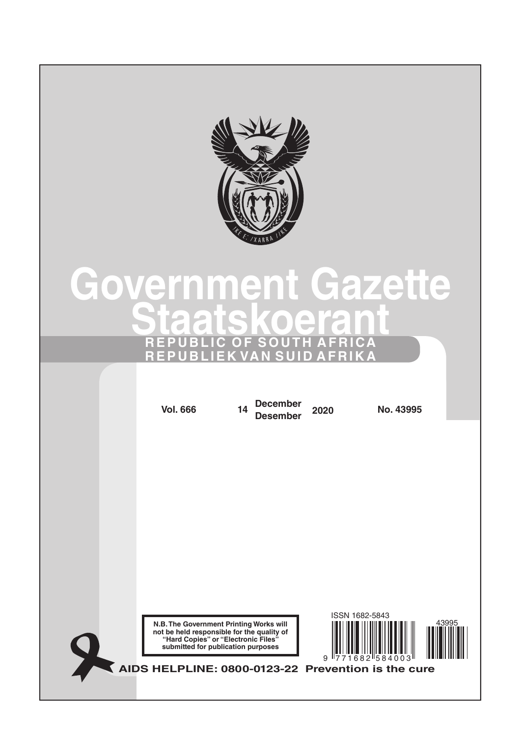# Government Gazette
# Staatskoerant

**REPUBLIC OF SOUTH AFRICA**
**REPUBLIEK VAN SUID AFRIKA**

**Vol. 666** **14** **December / Desember** **2020** **No. 43995**

**N.B. The Government Printing Works will not be held responsible for the quality of "Hard Copies" or "Electronic Files" submitted for publication purposes**

ISSN 1682-5843

**AIDS HELPLINE: 0800-0123-22 Prevention is the cure**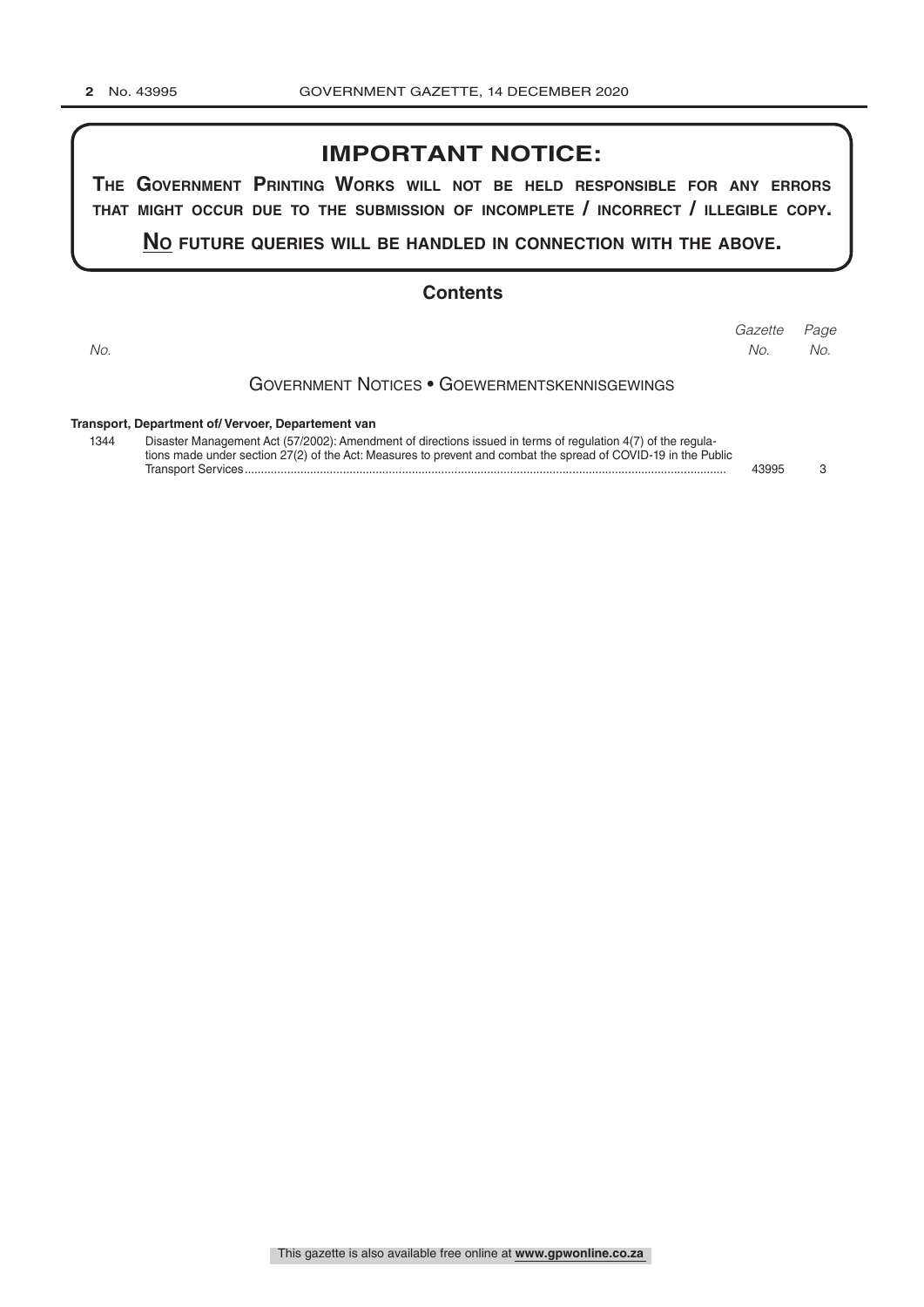## IMPORTANT NOTICE:

**THE GOVERNMENT PRINTING WORKS WILL NOT BE HELD RESPONSIBLE FOR ANY ERRORS THAT MIGHT OCCUR DUE TO THE SUBMISSION OF INCOMPLETE / INCORRECT / ILLEGIBLE COPY.**

**NO FUTURE QUERIES WILL BE HANDLED IN CONNECTION WITH THE ABOVE.**

## Contents

| No. | | Gazette No. | Page No. |
|---|---|---|---|
| | **GOVERNMENT NOTICES • GOEWERMENTSKENNISGEWINGS** | | |
| | **Transport, Department of/ Vervoer, Departement van** | | |
| 1344 | Disaster Management Act (57/2002): Amendment of directions issued in terms of regulation 4(7) of the regulations made under section 27(2) of the Act: Measures to prevent and combat the spread of COVID-19 in the Public Transport Services | 43995 | 3 |

This gazette is also available free online at **www.gpwonline.co.za**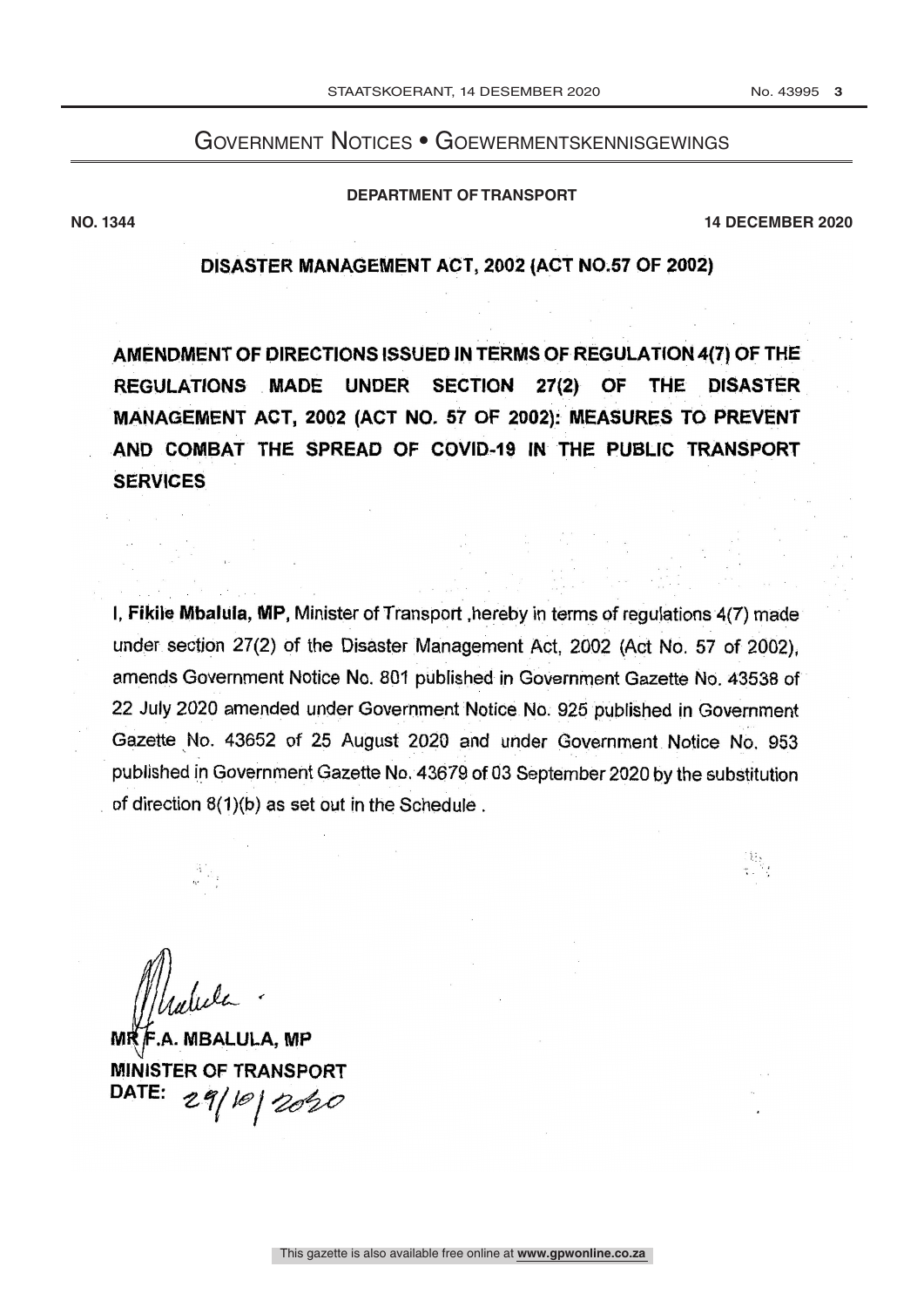# Government Notices • Goewermentskennisgewings

**DEPARTMENT OF TRANSPORT**

**NO. 1344** **14 DECEMBER 2020**

## DISASTER MANAGEMENT ACT, 2002 (ACT NO.57 OF 2002)

## AMENDMENT OF DIRECTIONS ISSUED IN TERMS OF REGULATION 4(7) OF THE REGULATIONS MADE UNDER SECTION 27(2) OF THE DISASTER MANAGEMENT ACT, 2002 (ACT NO. 57 OF 2002): MEASURES TO PREVENT AND COMBAT THE SPREAD OF COVID-19 IN THE PUBLIC TRANSPORT SERVICES

I, **Fikile Mbalula, MP,** Minister of Transport ,hereby in terms of regulations 4(7) made under section 27(2) of the Disaster Management Act, 2002 (Act No. 57 of 2002), amends Government Notice No. 801 published in Government Gazette No. 43538 of 22 July 2020 amended under Government Notice No. 925 published in Government Gazette No. 43652 of 25 August 2020 and under Government Notice No. 953 published in Government Gazette No. 43679 of 03 September 2020 by the substitution of direction 8(1)(b) as set out in the Schedule .

**MR F.A. MBALULA, MP**
**MINISTER OF TRANSPORT**
**DATE:** 29/10/2020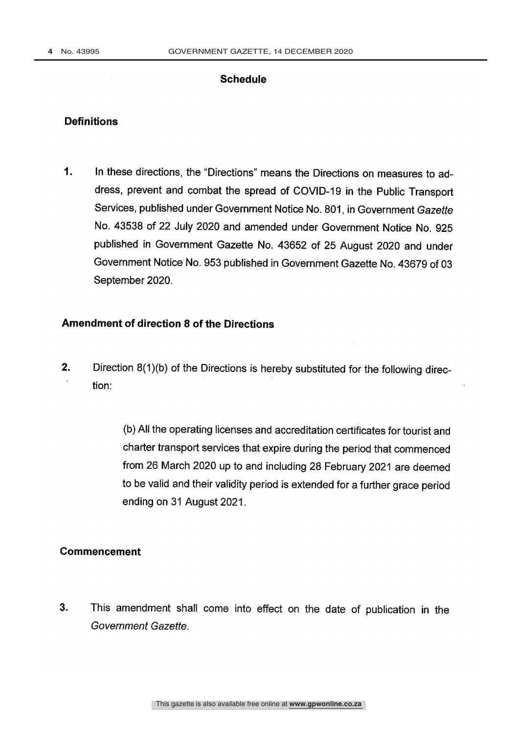## Schedule

### Definitions

**1.** In these directions, the "Directions" means the Directions on measures to address, prevent and combat the spread of COVID-19 in the Public Transport Services, published under Government Notice No. 801, in Government *Gazette* No. 43538 of 22 July 2020 and amended under Government Notice No. 925 published in Government Gazette No. 43652 of 25 August 2020 and under Government Notice No. 953 published in Government Gazette No. 43679 of 03 September 2020.

### Amendment of direction 8 of the Directions

**2.** Direction 8(1)(b) of the Directions is hereby substituted for the following direction:

> (b) All the operating licenses and accreditation certificates for tourist and charter transport services that expire during the period that commenced from 26 March 2020 up to and including 28 February 2021 are deemed to be valid and their validity period is extended for a further grace period ending on 31 August 2021.

### Commencement

**3.** This amendment shall come into effect on the date of publication in the *Government Gazette*.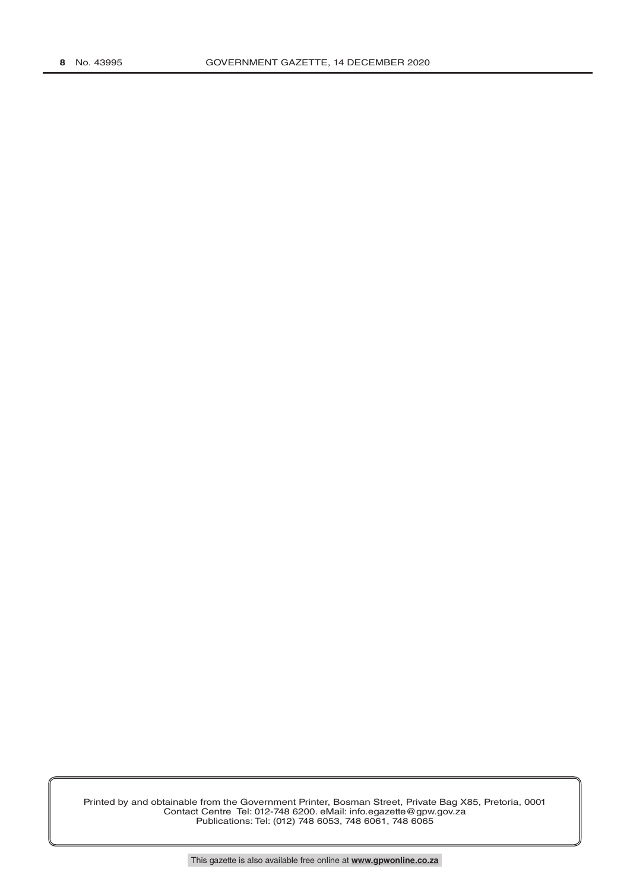Printed by and obtainable from the Government Printer, Bosman Street, Private Bag X85, Pretoria, 0001
Contact Centre Tel: 012-748 6200. eMail: info.egazette@gpw.gov.za
Publications: Tel: (012) 748 6053, 748 6061, 748 6065

This gazette is also available free online at **www.gpwonline.co.za**